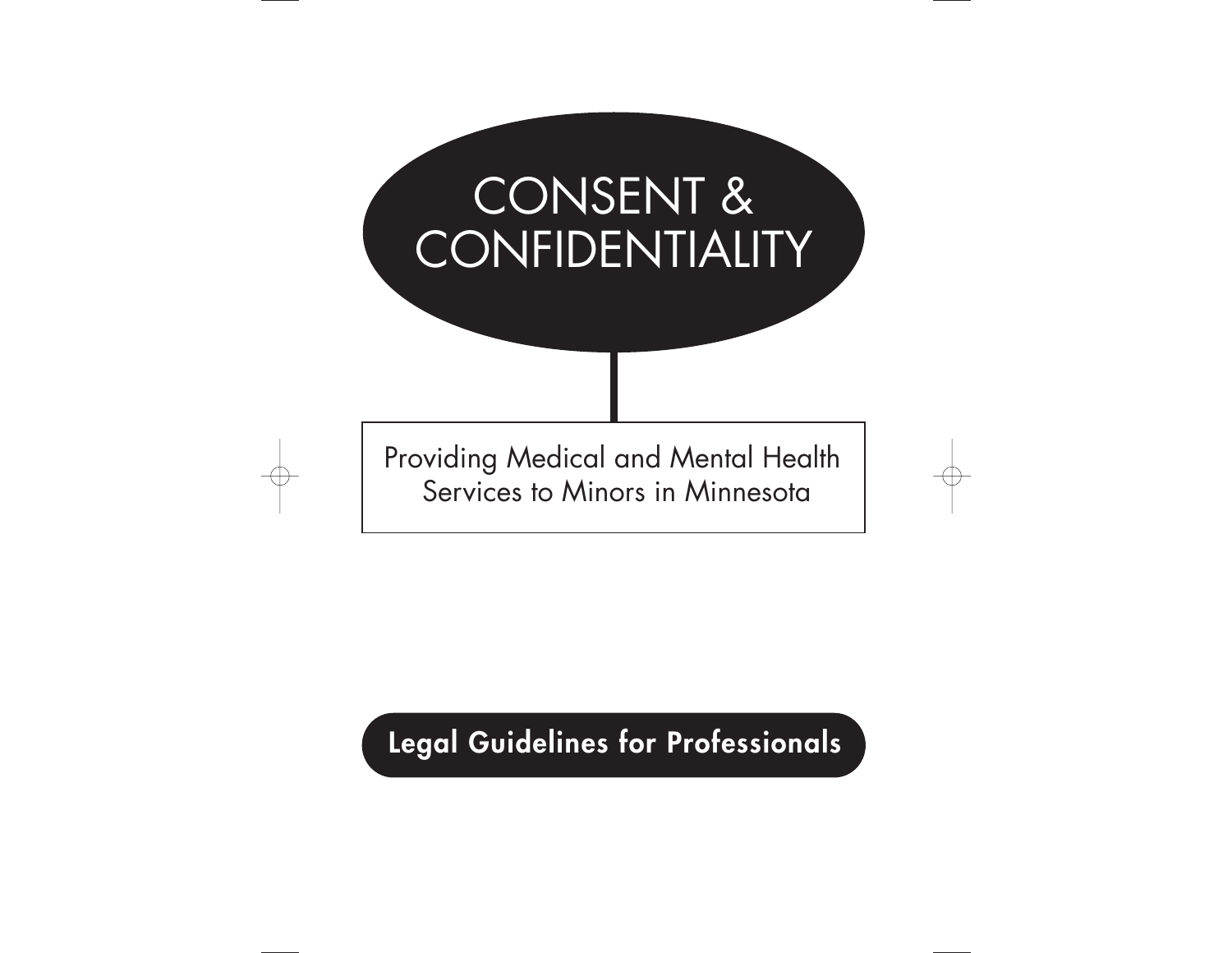# CONSENT & CONFIDENTIALITY

## Providing Medical and Mental Health Services to Minors in Minnesota

**Legal Guidelines for Professionals**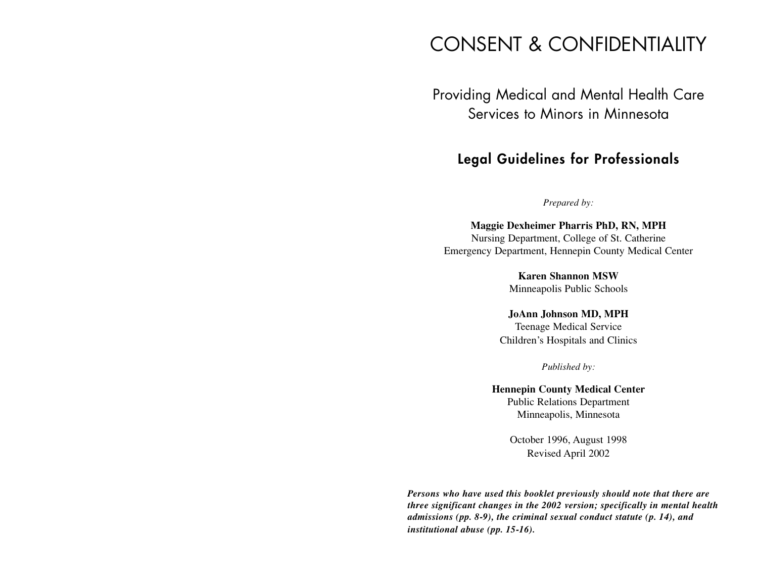# CONSENT & CONFIDENTIALITY

## Providing Medical and Mental Health Care Services to Minors in Minnesota

### Legal Guidelines for Professionals

*Prepared by:*

**Maggie Dexheimer Pharris PhD, RN, MPH**
Nursing Department, College of St. Catherine
Emergency Department, Hennepin County Medical Center

**Karen Shannon MSW**
Minneapolis Public Schools

**JoAnn Johnson MD, MPH**
Teenage Medical Service
Children's Hospitals and Clinics

*Published by:*

**Hennepin County Medical Center**
Public Relations Department
Minneapolis, Minnesota

October 1996, August 1998
Revised April 2002

***Persons who have used this booklet previously should note that there are three significant changes in the 2002 version; specifically in mental health admissions (pp. 8-9), the criminal sexual conduct statute (p. 14), and institutional abuse (pp. 15-16).***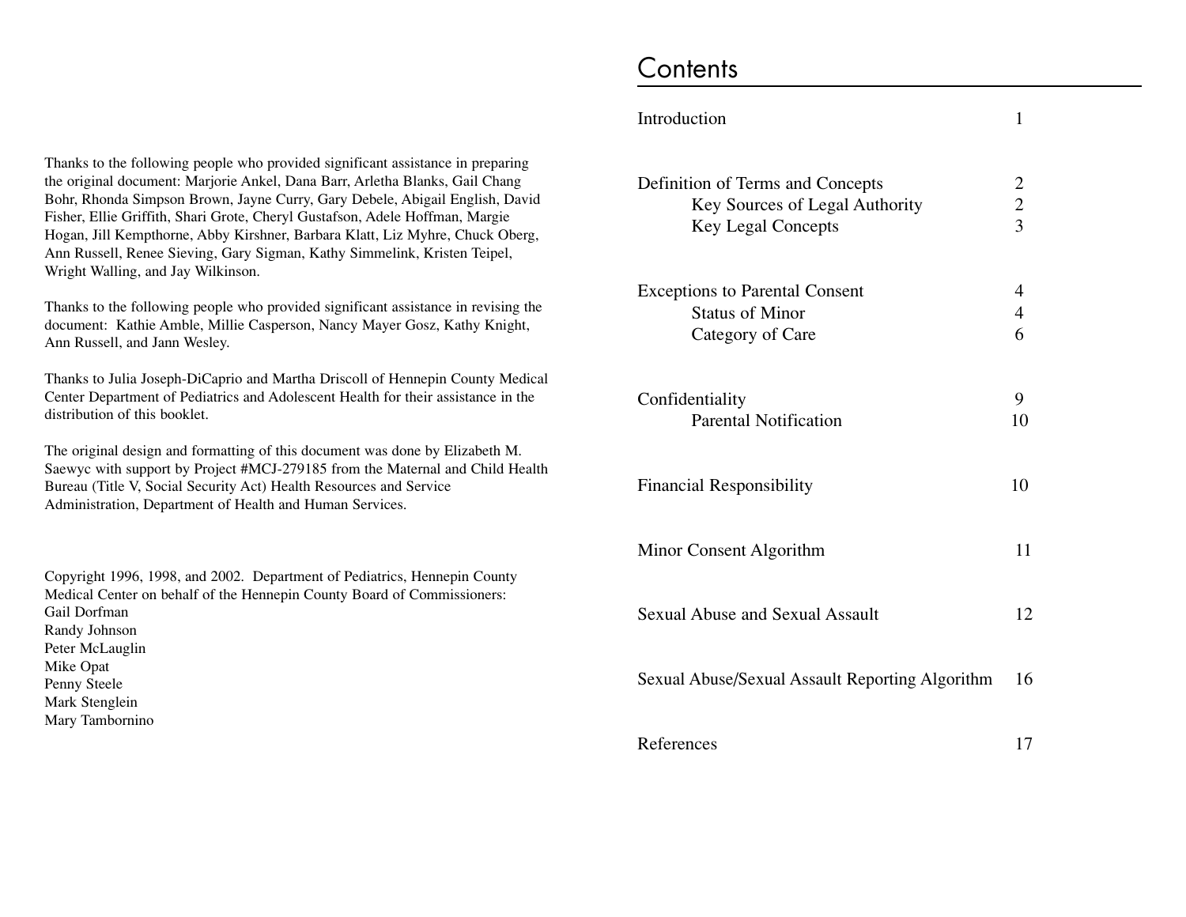Thanks to the following people who provided significant assistance in preparing the original document: Marjorie Ankel, Dana Barr, Arletha Blanks, Gail Chang Bohr, Rhonda Simpson Brown, Jayne Curry, Gary Debele, Abigail English, David Fisher, Ellie Griffith, Shari Grote, Cheryl Gustafson, Adele Hoffman, Margie Hogan, Jill Kempthorne, Abby Kirshner, Barbara Klatt, Liz Myhre, Chuck Oberg, Ann Russell, Renee Sieving, Gary Sigman, Kathy Simmelink, Kristen Teipel, Wright Walling, and Jay Wilkinson.

Thanks to the following people who provided significant assistance in revising the document: Kathie Amble, Millie Casperson, Nancy Mayer Gosz, Kathy Knight, Ann Russell, and Jann Wesley.

Thanks to Julia Joseph-DiCaprio and Martha Driscoll of Hennepin County Medical Center Department of Pediatrics and Adolescent Health for their assistance in the distribution of this booklet.

The original design and formatting of this document was done by Elizabeth M. Saewyc with support by Project #MCJ-279185 from the Maternal and Child Health Bureau (Title V, Social Security Act) Health Resources and Service Administration, Department of Health and Human Services.

Copyright 1996, 1998, and 2002. Department of Pediatrics, Hennepin County Medical Center on behalf of the Hennepin County Board of Commissioners:
Gail Dorfman
Randy Johnson
Peter McLauglin
Mike Opat
Penny Steele
Mark Stenglein
Mary Tambornino

# Contents

| | |
|---|---|
| Introduction | 1 |
| Definition of Terms and Concepts | 2 |
| Key Sources of Legal Authority | 2 |
| Key Legal Concepts | 3 |
| Exceptions to Parental Consent | 4 |
| Status of Minor | 4 |
| Category of Care | 6 |
| Confidentiality | 9 |
| Parental Notification | 10 |
| Financial Responsibility | 10 |
| Minor Consent Algorithm | 11 |
| Sexual Abuse and Sexual Assault | 12 |
| Sexual Abuse/Sexual Assault Reporting Algorithm | 16 |
| References | 17 |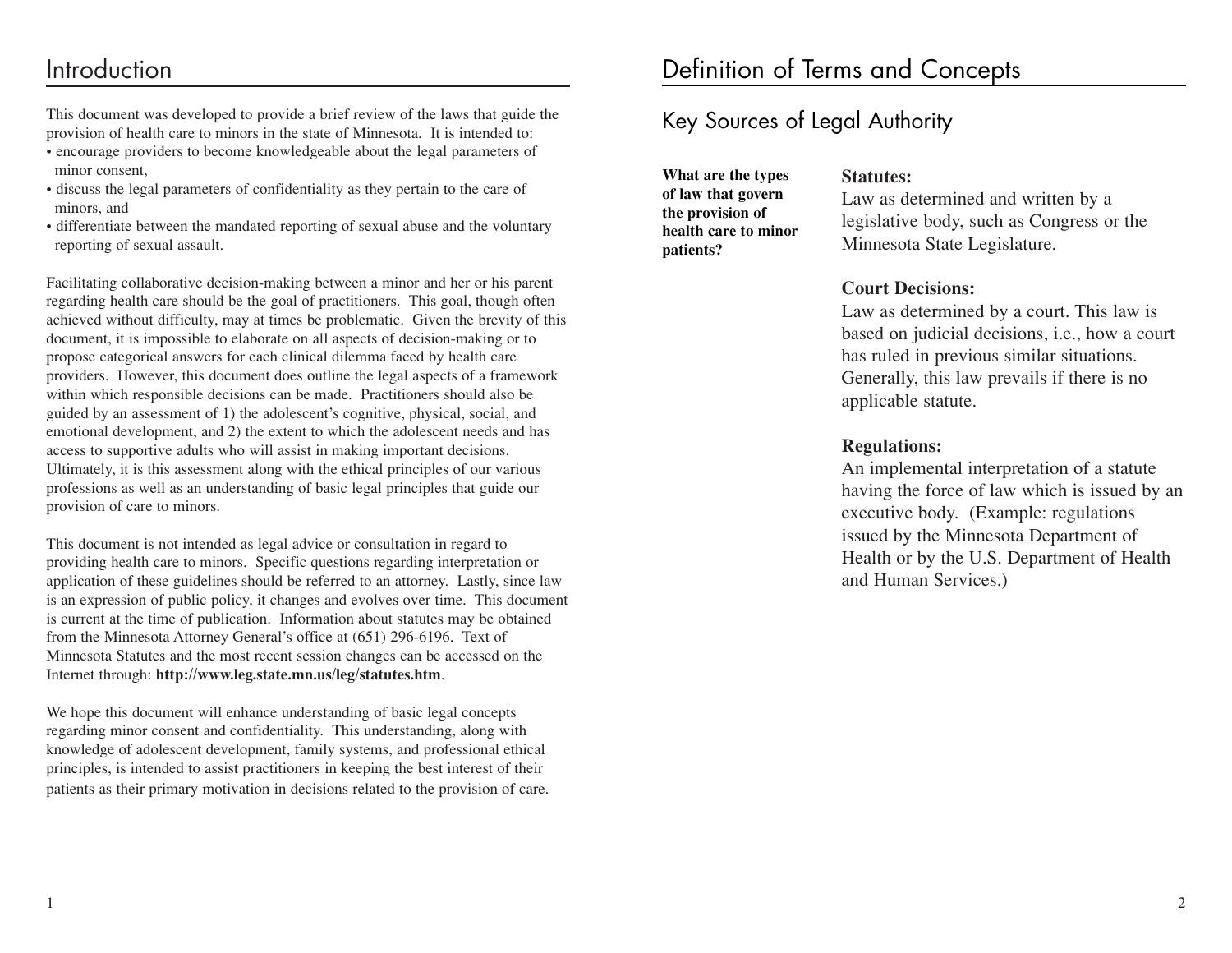# Introduction

This document was developed to provide a brief review of the laws that guide the provision of health care to minors in the state of Minnesota. It is intended to:

- encourage providers to become knowledgeable about the legal parameters of minor consent,
- discuss the legal parameters of confidentiality as they pertain to the care of minors, and
- differentiate between the mandated reporting of sexual abuse and the voluntary reporting of sexual assault.

Facilitating collaborative decision-making between a minor and her or his parent regarding health care should be the goal of practitioners. This goal, though often achieved without difficulty, may at times be problematic. Given the brevity of this document, it is impossible to elaborate on all aspects of decision-making or to propose categorical answers for each clinical dilemma faced by health care providers. However, this document does outline the legal aspects of a framework within which responsible decisions can be made. Practitioners should also be guided by an assessment of 1) the adolescent's cognitive, physical, social, and emotional development, and 2) the extent to which the adolescent needs and has access to supportive adults who will assist in making important decisions. Ultimately, it is this assessment along with the ethical principles of our various professions as well as an understanding of basic legal principles that guide our provision of care to minors.

This document is not intended as legal advice or consultation in regard to providing health care to minors. Specific questions regarding interpretation or application of these guidelines should be referred to an attorney. Lastly, since law is an expression of public policy, it changes and evolves over time. This document is current at the time of publication. Information about statutes may be obtained from the Minnesota Attorney General's office at (651) 296-6196. Text of Minnesota Statutes and the most recent session changes can be accessed on the Internet through: **http://www.leg.state.mn.us/leg/statutes.htm**.

We hope this document will enhance understanding of basic legal concepts regarding minor consent and confidentiality. This understanding, along with knowledge of adolescent development, family systems, and professional ethical principles, is intended to assist practitioners in keeping the best interest of their patients as their primary motivation in decisions related to the provision of care.

# Definition of Terms and Concepts

## Key Sources of Legal Authority

**What are the types of law that govern the provision of health care to minor patients?**

**Statutes:**
Law as determined and written by a legislative body, such as Congress or the Minnesota State Legislature.

**Court Decisions:**
Law as determined by a court. This law is based on judicial decisions, i.e., how a court has ruled in previous similar situations. Generally, this law prevails if there is no applicable statute.

**Regulations:**
An implemental interpretation of a statute having the force of law which is issued by an executive body. (Example: regulations issued by the Minnesota Department of Health or by the U.S. Department of Health and Human Services.)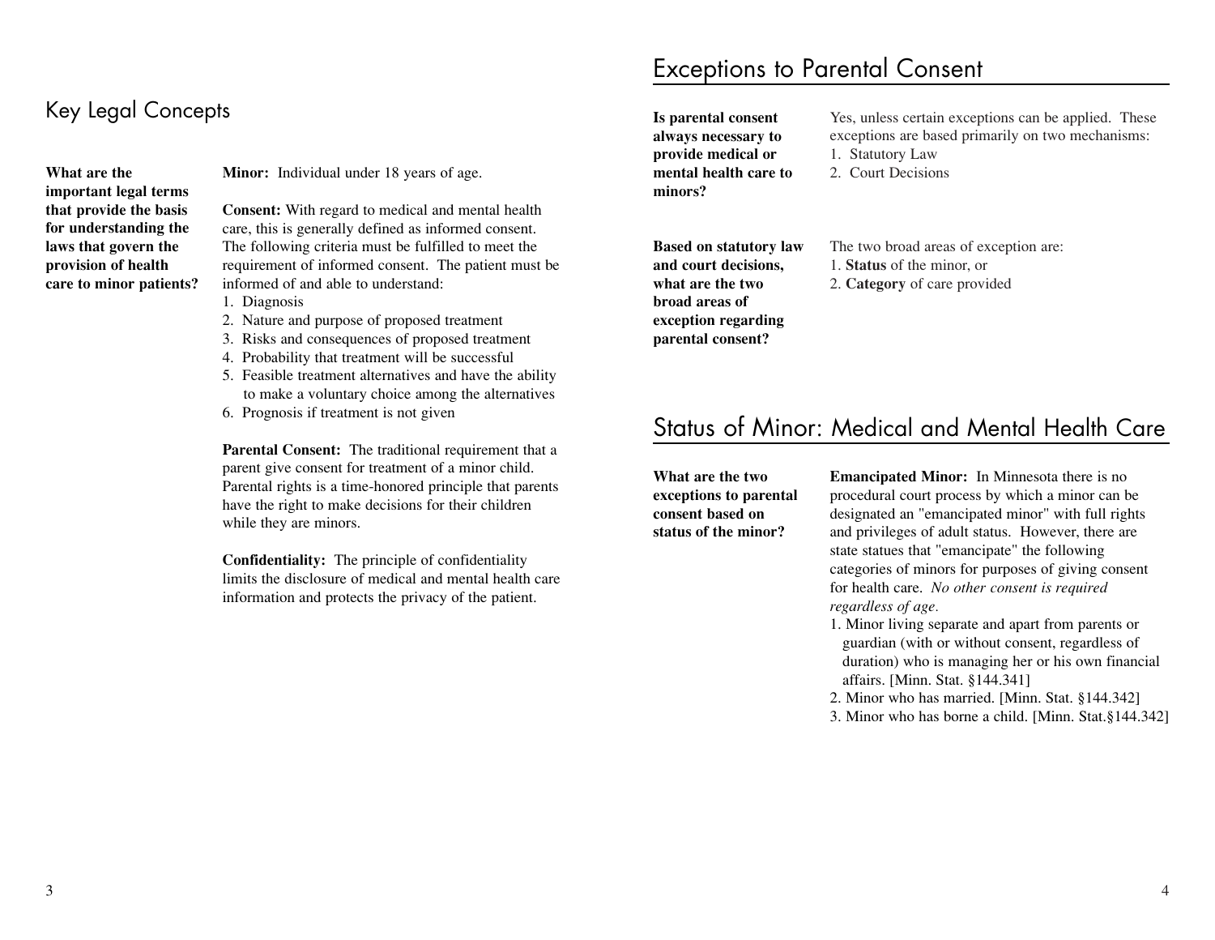## Key Legal Concepts

**What are the important legal terms that provide the basis for understanding the laws that govern the provision of health care to minor patients?**

**Minor:** Individual under 18 years of age.

**Consent:** With regard to medical and mental health care, this is generally defined as informed consent. The following criteria must be fulfilled to meet the requirement of informed consent. The patient must be informed of and able to understand:

1. Diagnosis
2. Nature and purpose of proposed treatment
3. Risks and consequences of proposed treatment
4. Probability that treatment will be successful
5. Feasible treatment alternatives and have the ability to make a voluntary choice among the alternatives
6. Prognosis if treatment is not given

**Parental Consent:** The traditional requirement that a parent give consent for treatment of a minor child. Parental rights is a time-honored principle that parents have the right to make decisions for their children while they are minors.

**Confidentiality:** The principle of confidentiality limits the disclosure of medical and mental health care information and protects the privacy of the patient.

## Exceptions to Parental Consent

**Is parental consent always necessary to provide medical or mental health care to minors?**

Yes, unless certain exceptions can be applied. These exceptions are based primarily on two mechanisms:

1. Statutory Law
2. Court Decisions

**Based on statutory law and court decisions, what are the two broad areas of exception regarding parental consent?**

The two broad areas of exception are:

1. **Status** of the minor, or
2. **Category** of care provided

## Status of Minor: Medical and Mental Health Care

**What are the two exceptions to parental consent based on status of the minor?**

**Emancipated Minor:** In Minnesota there is no procedural court process by which a minor can be designated an "emancipated minor" with full rights and privileges of adult status. However, there are state statues that "emancipate" the following categories of minors for purposes of giving consent for health care. *No other consent is required regardless of age.*

1. Minor living separate and apart from parents or guardian (with or without consent, regardless of duration) who is managing her or his own financial affairs. [Minn. Stat. §144.341]
2. Minor who has married. [Minn. Stat. §144.342]
3. Minor who has borne a child. [Minn. Stat.§144.342]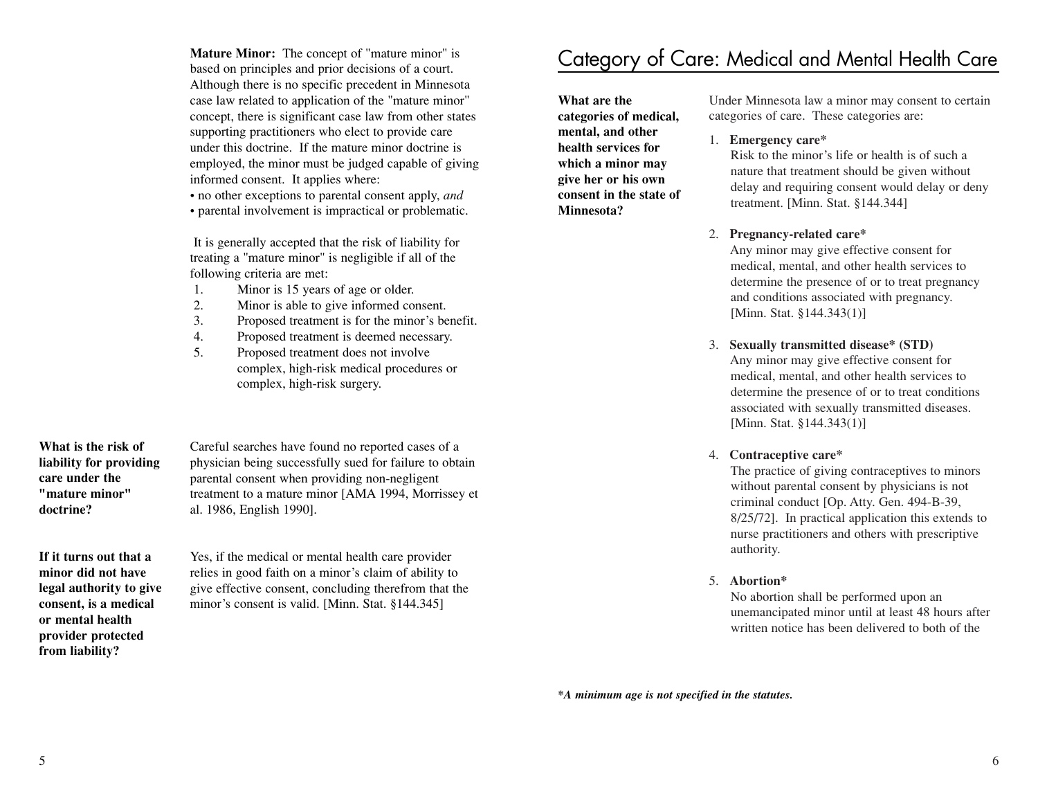**Mature Minor:** The concept of "mature minor" is based on principles and prior decisions of a court. Although there is no specific precedent in Minnesota case law related to application of the "mature minor" concept, there is significant case law from other states supporting practitioners who elect to provide care under this doctrine. If the mature minor doctrine is employed, the minor must be judged capable of giving informed consent. It applies where:

- no other exceptions to parental consent apply, *and*
- parental involvement is impractical or problematic.

It is generally accepted that the risk of liability for treating a "mature minor" is negligible if all of the following criteria are met:

1. Minor is 15 years of age or older.
2. Minor is able to give informed consent.
3. Proposed treatment is for the minor's benefit.
4. Proposed treatment is deemed necessary.
5. Proposed treatment does not involve complex, high-risk medical procedures or complex, high-risk surgery.

**What is the risk of liability for providing care under the "mature minor" doctrine?**

Careful searches have found no reported cases of a physician being successfully sued for failure to obtain parental consent when providing non-negligent treatment to a mature minor [AMA 1994, Morrissey et al. 1986, English 1990].

**If it turns out that a minor did not have legal authority to give consent, is a medical or mental health provider protected from liability?**

Yes, if the medical or mental health care provider relies in good faith on a minor's claim of ability to give effective consent, concluding therefrom that the minor's consent is valid. [Minn. Stat. §144.345]

# Category of Care: Medical and Mental Health Care

**What are the categories of medical, mental, and other health services for which a minor may give her or his own consent in the state of Minnesota?**

Under Minnesota law a minor may consent to certain categories of care. These categories are:

1. **Emergency care***
   Risk to the minor's life or health is of such a nature that treatment should be given without delay and requiring consent would delay or deny treatment. [Minn. Stat. §144.344]

2. **Pregnancy-related care***
   Any minor may give effective consent for medical, mental, and other health services to determine the presence of or to treat pregnancy and conditions associated with pregnancy. [Minn. Stat. §144.343(1)]

3. **Sexually transmitted disease* (STD)**
   Any minor may give effective consent for medical, mental, and other health services to determine the presence of or to treat conditions associated with sexually transmitted diseases. [Minn. Stat. §144.343(1)]

4. **Contraceptive care***
   The practice of giving contraceptives to minors without parental consent by physicians is not criminal conduct [Op. Atty. Gen. 494-B-39, 8/25/72]. In practical application this extends to nurse practitioners and others with prescriptive authority.

5. **Abortion***
   No abortion shall be performed upon an unemancipated minor until at least 48 hours after written notice has been delivered to both of the

***A minimum age is not specified in the statutes.***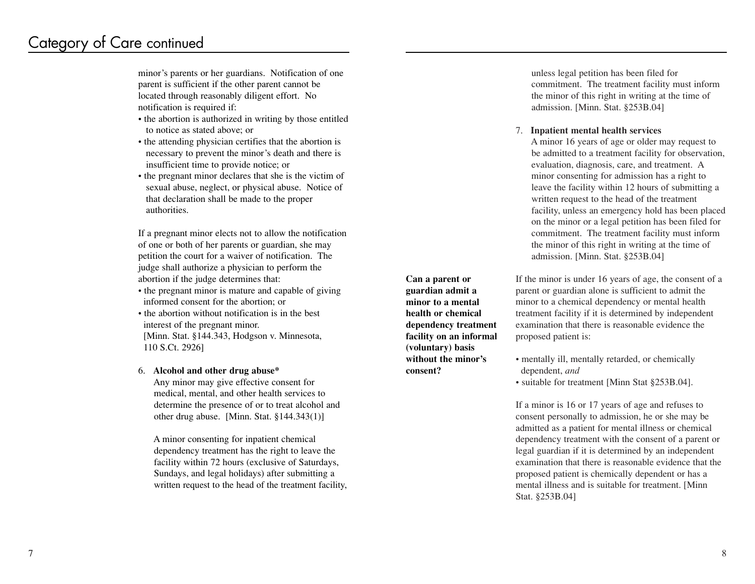## Category of Care continued

minor's parents or her guardians. Notification of one parent is sufficient if the other parent cannot be located through reasonably diligent effort. No notification is required if:

- the abortion is authorized in writing by those entitled to notice as stated above; or
- the attending physician certifies that the abortion is necessary to prevent the minor's death and there is insufficient time to provide notice; or
- the pregnant minor declares that she is the victim of sexual abuse, neglect, or physical abuse. Notice of that declaration shall be made to the proper authorities.

If a pregnant minor elects not to allow the notification of one or both of her parents or guardian, she may petition the court for a waiver of notification. The judge shall authorize a physician to perform the abortion if the judge determines that:

- the pregnant minor is mature and capable of giving informed consent for the abortion; or
- the abortion without notification is in the best interest of the pregnant minor.

[Minn. Stat. §144.343, Hodgson v. Minnesota, 110 S.Ct. 2926]

6. **Alcohol and other drug abuse***
   Any minor may give effective consent for medical, mental, and other health services to determine the presence of or to treat alcohol and other drug abuse. [Minn. Stat. §144.343(1)]

   A minor consenting for inpatient chemical dependency treatment has the right to leave the facility within 72 hours (exclusive of Saturdays, Sundays, and legal holidays) after submitting a written request to the head of the treatment facility, unless legal petition has been filed for commitment. The treatment facility must inform the minor of this right in writing at the time of admission. [Minn. Stat. §253B.04]

7. **Inpatient mental health services**
   A minor 16 years of age or older may request to be admitted to a treatment facility for observation, evaluation, diagnosis, care, and treatment. A minor consenting for admission has a right to leave the facility within 12 hours of submitting a written request to the head of the treatment facility, unless an emergency hold has been placed on the minor or a legal petition has been filed for commitment. The treatment facility must inform the minor of this right in writing at the time of admission. [Minn. Stat. §253B.04]

**Can a parent or guardian admit a minor to a mental health or chemical dependency treatment facility on an informal (voluntary) basis without the minor's consent?**

If the minor is under 16 years of age, the consent of a parent or guardian alone is sufficient to admit the minor to a chemical dependency or mental health treatment facility if it is determined by independent examination that there is reasonable evidence the proposed patient is:

- mentally ill, mentally retarded, or chemically dependent, *and*
- suitable for treatment [Minn Stat §253B.04].

If a minor is 16 or 17 years of age and refuses to consent personally to admission, he or she may be admitted as a patient for mental illness or chemical dependency treatment with the consent of a parent or legal guardian if it is determined by an independent examination that there is reasonable evidence that the proposed patient is chemically dependent or has a mental illness and is suitable for treatment. [Minn Stat. §253B.04]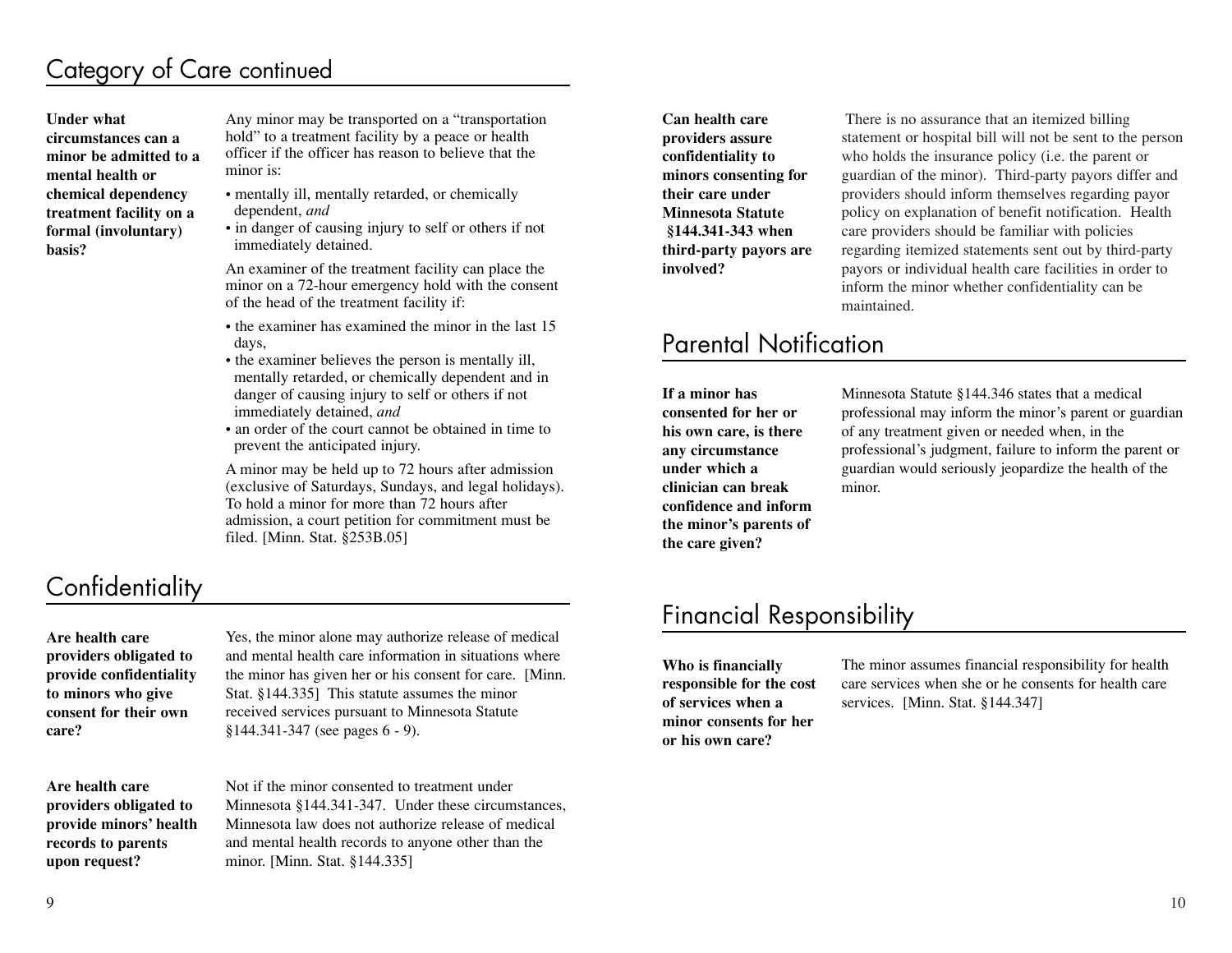## Category of Care continued

**Under what circumstances can a minor be admitted to a mental health or chemical dependency treatment facility on a formal (involuntary) basis?**

Any minor may be transported on a "transportation hold" to a treatment facility by a peace or health officer if the officer has reason to believe that the minor is:

- mentally ill, mentally retarded, or chemically dependent, *and*
- in danger of causing injury to self or others if not immediately detained.

An examiner of the treatment facility can place the minor on a 72-hour emergency hold with the consent of the head of the treatment facility if:

- the examiner has examined the minor in the last 15 days,
- the examiner believes the person is mentally ill, mentally retarded, or chemically dependent and in danger of causing injury to self or others if not immediately detained, *and*
- an order of the court cannot be obtained in time to prevent the anticipated injury.

A minor may be held up to 72 hours after admission (exclusive of Saturdays, Sundays, and legal holidays). To hold a minor for more than 72 hours after admission, a court petition for commitment must be filed. [Minn. Stat. §253B.05]

## Confidentiality

**Are health care providers obligated to provide confidentiality to minors who give consent for their own care?**

Yes, the minor alone may authorize release of medical and mental health care information in situations where the minor has given her or his consent for care. [Minn. Stat. §144.335] This statute assumes the minor received services pursuant to Minnesota Statute §144.341-347 (see pages 6 - 9).

**Are health care providers obligated to provide minors' health records to parents upon request?**

Not if the minor consented to treatment under Minnesota §144.341-347. Under these circumstances, Minnesota law does not authorize release of medical and mental health records to anyone other than the minor. [Minn. Stat. §144.335]

**Can health care providers assure confidentiality to minors consenting for their care under Minnesota Statute §144.341-343 when third-party payors are involved?**

There is no assurance that an itemized billing statement or hospital bill will not be sent to the person who holds the insurance policy (i.e. the parent or guardian of the minor). Third-party payors differ and providers should inform themselves regarding payor policy on explanation of benefit notification. Health care providers should be familiar with policies regarding itemized statements sent out by third-party payors or individual health care facilities in order to inform the minor whether confidentiality can be maintained.

## Parental Notification

**If a minor has consented for her or his own care, is there any circumstance under which a clinician can break confidence and inform the minor's parents of the care given?**

Minnesota Statute §144.346 states that a medical professional may inform the minor's parent or guardian of any treatment given or needed when, in the professional's judgment, failure to inform the parent or guardian would seriously jeopardize the health of the minor.

## Financial Responsibility

**Who is financially responsible for the cost of services when a minor consents for her or his own care?**

The minor assumes financial responsibility for health care services when she or he consents for health care services. [Minn. Stat. §144.347]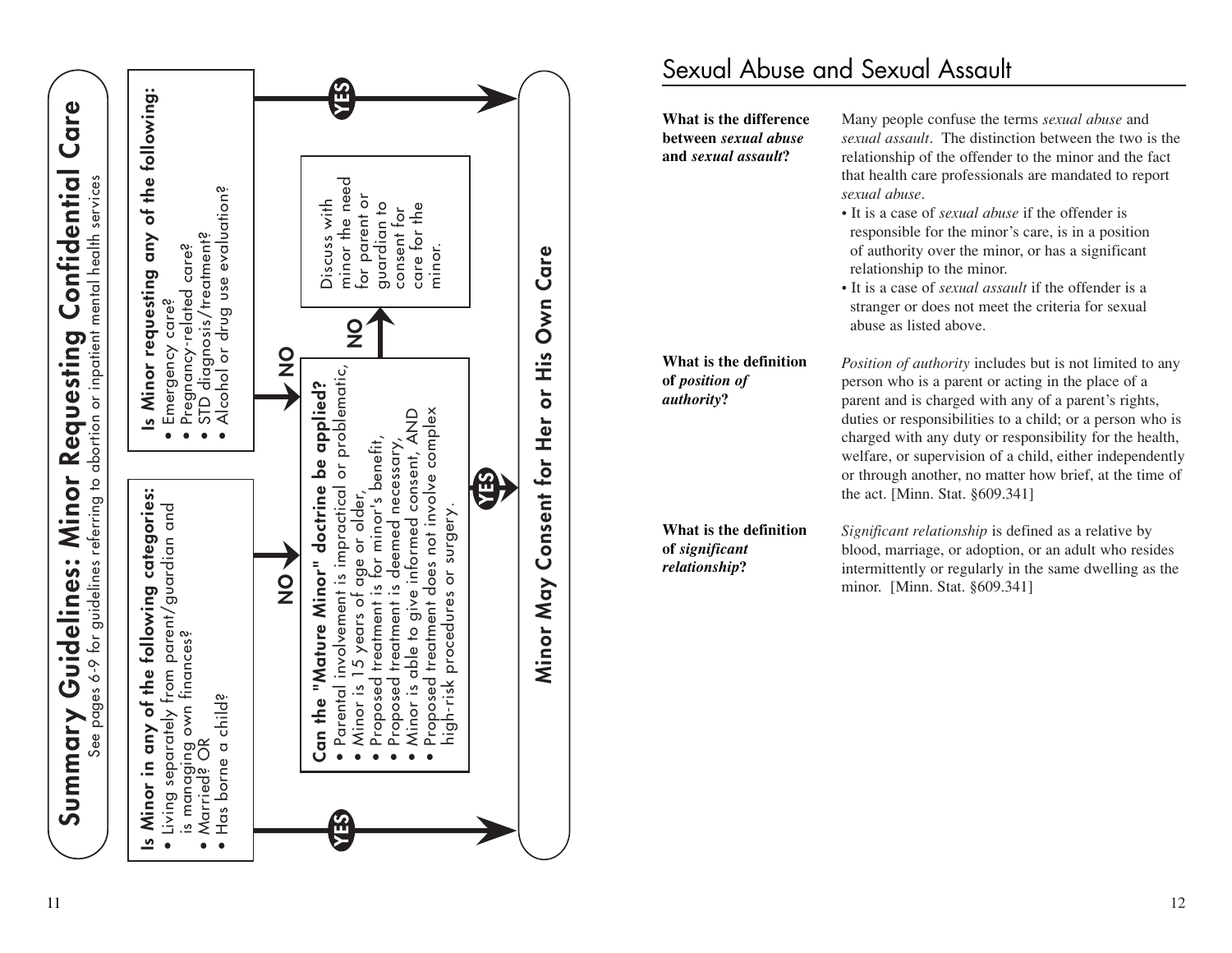# Summary Guidelines: Minor Requesting Confidential Care

See pages 6-9 for guidelines referring to abortion or inpatient mental health services

**Is Minor in any of the following categories:**

- Living separately from parent/guardian and is managing own finances? OR
- Married? OR
- Has borne a child?

YES → Minor May Consent for Her or His Own Care

NO → Can the "Mature Minor" doctrine be applied?

**Is Minor requesting any of the following:**

- Emergency care?
- Pregnancy-related care?
- STD diagnosis/treatment?
- Alcohol or drug use evaluation?

YES → Minor May Consent for Her or His Own Care

NO → Can the "Mature Minor" doctrine be applied?

**Can the "Mature Minor" doctrine be applied?**

- Parental involvement is impractical or problematic,
- Minor is 15 years of age or older,
- Proposed treatment is for minor's benefit,
- Proposed treatment is deemed necessary,
- Minor is able to give informed consent, AND
- Proposed treatment does not involve complex high-risk procedures or surgery.

YES → Minor May Consent for Her or His Own Care

NO → Discuss with minor the need for parent or guardian to consent for care for the minor.

**Minor May Consent for Her or His Own Care**

# Sexual Abuse and Sexual Assault

**What is the difference between *sexual abuse* and *sexual assault*?**

Many people confuse the terms *sexual abuse* and *sexual assault*. The distinction between the two is the relationship of the offender to the minor and the fact that health care professionals are mandated to report *sexual abuse*.

- It is a case of *sexual abuse* if the offender is responsible for the minor's care, is in a position of authority over the minor, or has a significant relationship to the minor.
- It is a case of *sexual assault* if the offender is a stranger or does not meet the criteria for sexual abuse as listed above.

**What is the definition of *position of authority*?**

*Position of authority* includes but is not limited to any person who is a parent or acting in the place of a parent and is charged with any of a parent's rights, duties or responsibilities to a child; or a person who is charged with any duty or responsibility for the health, welfare, or supervision of a child, either independently or through another, no matter how brief, at the time of the act. [Minn. Stat. §609.341]

**What is the definition of *significant relationship*?**

*Significant relationship* is defined as a relative by blood, marriage, or adoption, or an adult who resides intermittently or regularly in the same dwelling as the minor. [Minn. Stat. §609.341]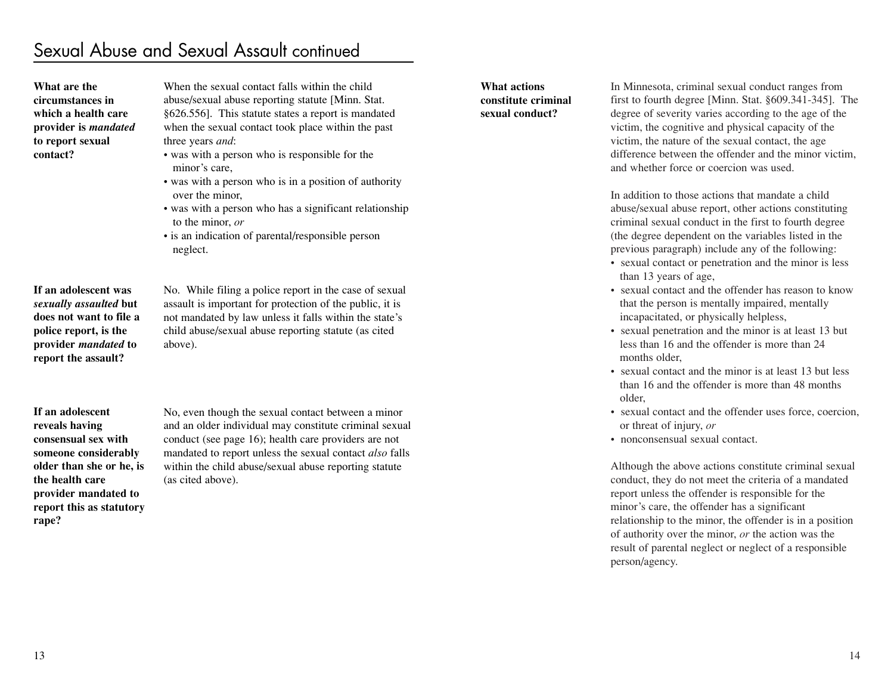# Sexual Abuse and Sexual Assault continued

**What are the circumstances in which a health care provider is *mandated* to report sexual contact?**

When the sexual contact falls within the child abuse/sexual abuse reporting statute [Minn. Stat. §626.556]. This statute states a report is mandated when the sexual contact took place within the past three years *and*:

- was with a person who is responsible for the minor's care,
- was with a person who is in a position of authority over the minor,
- was with a person who has a significant relationship to the minor, *or*
- is an indication of parental/responsible person neglect.

**If an adolescent was *sexually assaulted* but does not want to file a police report, is the provider *mandated* to report the assault?**

No. While filing a police report in the case of sexual assault is important for protection of the public, it is not mandated by law unless it falls within the state's child abuse/sexual abuse reporting statute (as cited above).

**If an adolescent reveals having consensual sex with someone considerably older than she or he, is the health care provider mandated to report this as statutory rape?**

No, even though the sexual contact between a minor and an older individual may constitute criminal sexual conduct (see page 16); health care providers are not mandated to report unless the sexual contact *also* falls within the child abuse/sexual abuse reporting statute (as cited above).

**What actions constitute criminal sexual conduct?**

In Minnesota, criminal sexual conduct ranges from first to fourth degree [Minn. Stat. §609.341-345]. The degree of severity varies according to the age of the victim, the cognitive and physical capacity of the victim, the nature of the sexual contact, the age difference between the offender and the minor victim, and whether force or coercion was used.

In addition to those actions that mandate a child abuse/sexual abuse report, other actions constituting criminal sexual conduct in the first to fourth degree (the degree dependent on the variables listed in the previous paragraph) include any of the following:

- sexual contact or penetration and the minor is less than 13 years of age,
- sexual contact and the offender has reason to know that the person is mentally impaired, mentally incapacitated, or physically helpless,
- sexual penetration and the minor is at least 13 but less than 16 and the offender is more than 24 months older,
- sexual contact and the minor is at least 13 but less than 16 and the offender is more than 48 months older,
- sexual contact and the offender uses force, coercion, or threat of injury, *or*
- nonconsensual sexual contact.

Although the above actions constitute criminal sexual conduct, they do not meet the criteria of a mandated report unless the offender is responsible for the minor's care, the offender has a significant relationship to the minor, the offender is in a position of authority over the minor, *or* the action was the result of parental neglect or neglect of a responsible person/agency.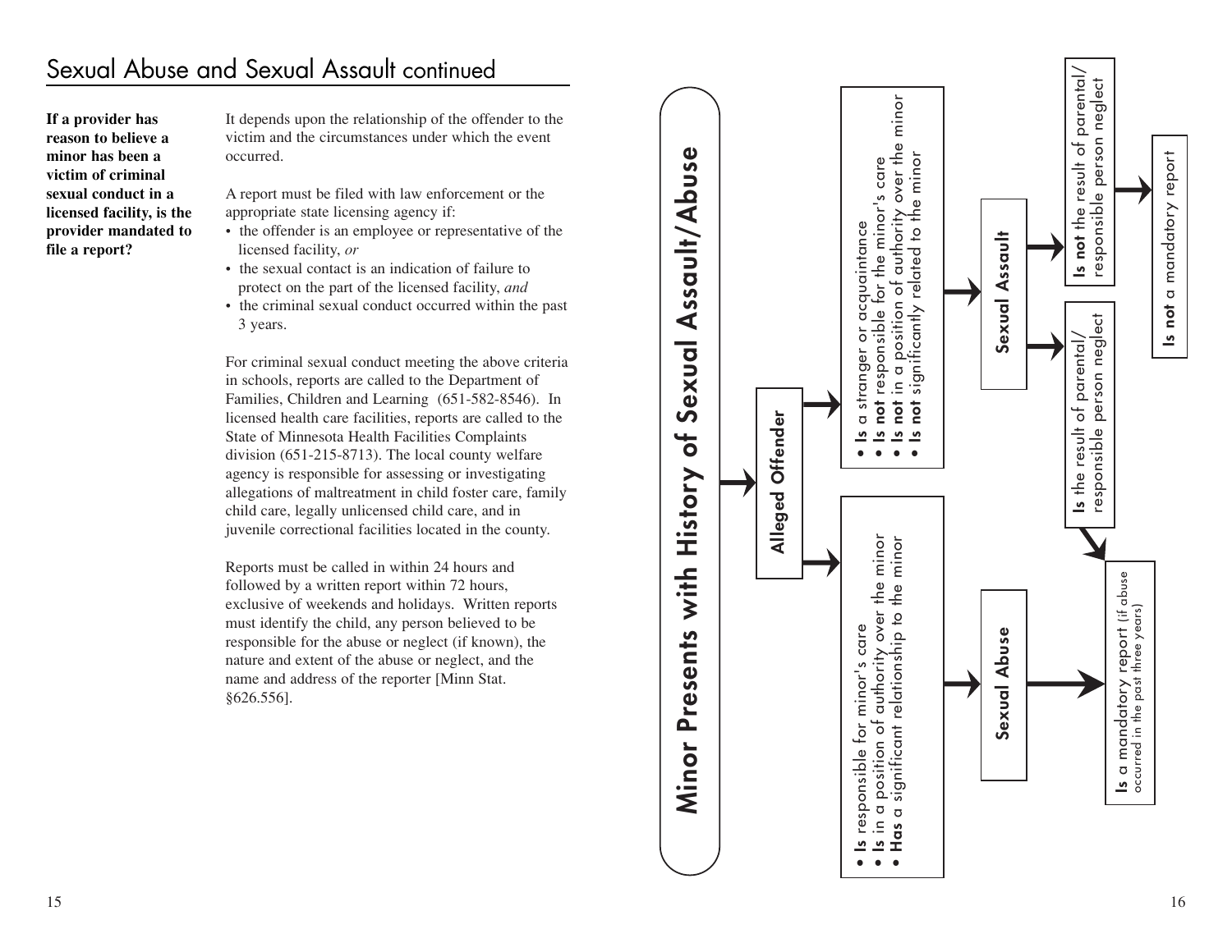## Sexual Abuse and Sexual Assault continued

**If a provider has reason to believe a minor has been a victim of criminal sexual conduct in a licensed facility, is the provider mandated to file a report?**

It depends upon the relationship of the offender to the victim and the circumstances under which the event occurred.

A report must be filed with law enforcement or the appropriate state licensing agency if:

- the offender is an employee or representative of the licensed facility, *or*
- the sexual contact is an indication of failure to protect on the part of the licensed facility, *and*
- the criminal sexual conduct occurred within the past 3 years.

For criminal sexual conduct meeting the above criteria in schools, reports are called to the Department of Families, Children and Learning (651-582-8546). In licensed health care facilities, reports are called to the State of Minnesota Health Facilities Complaints division (651-215-8713). The local county welfare agency is responsible for assessing or investigating allegations of maltreatment in child foster care, family child care, legally unlicensed child care, and in juvenile correctional facilities located in the county.

Reports must be called in within 24 hours and followed by a written report within 72 hours, exclusive of weekends and holidays. Written reports must identify the child, any person believed to be responsible for the abuse or neglect (if known), the nature and extent of the abuse or neglect, and the name and address of the reporter [Minn Stat. §626.556].

## Minor Presents with History of Sexual Assault/Abuse

**Alleged Offender**

- **Is** responsible for minor's care
- **Is** in a position of authority over the minor
- **Has** a significant relationship to the minor

→ **Sexual Abuse** → **Is** a mandatory report (if abuse occurred in the past three years)

- **Is** a stranger or acquaintance
- **Is not** responsible for the minor's care
- **Is not** in a position of authority over the minor
- **Is not** significantly related to the minor

→ **Sexual Assault**

- → **Is** the result of parental/responsible person neglect → **Is** a mandatory report (if abuse occurred in the past three years)
- → **Is not** the result of parental/responsible person neglect → **Is not** a mandatory report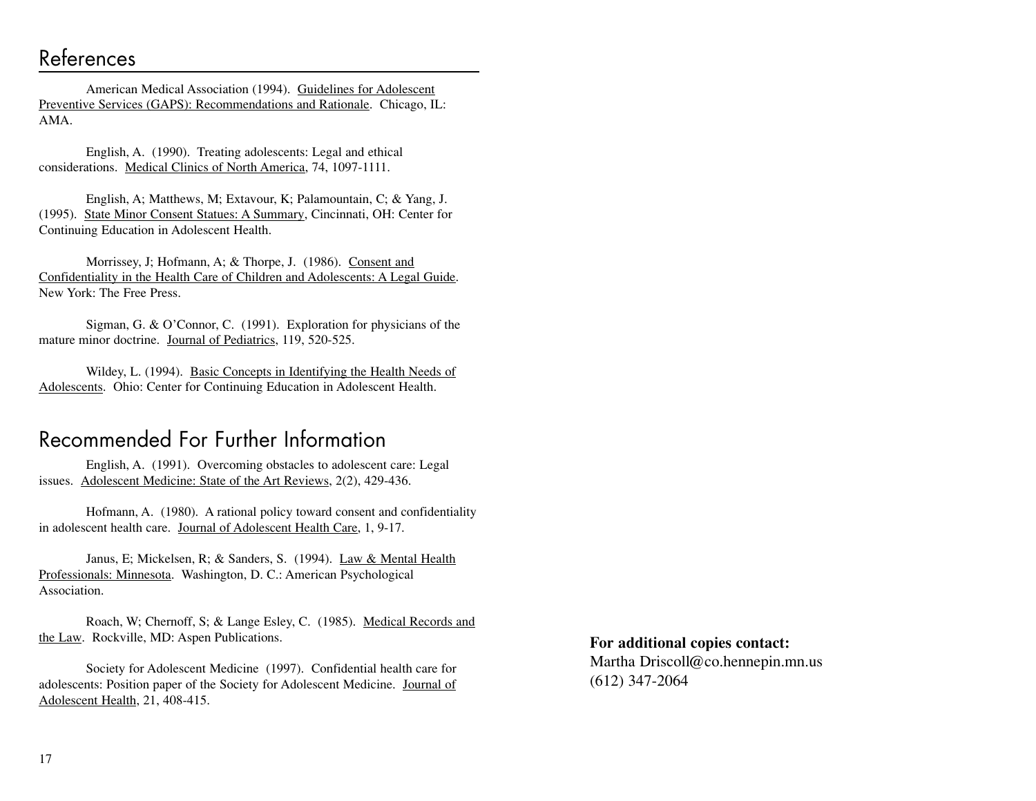## References

American Medical Association (1994). Guidelines for Adolescent Preventive Services (GAPS): Recommendations and Rationale. Chicago, IL: AMA.

English, A. (1990). Treating adolescents: Legal and ethical considerations. Medical Clinics of North America, 74, 1097-1111.

English, A; Matthews, M; Extavour, K; Palamountain, C; & Yang, J. (1995). State Minor Consent Statues: A Summary, Cincinnati, OH: Center for Continuing Education in Adolescent Health.

Morrissey, J; Hofmann, A; & Thorpe, J. (1986). Consent and Confidentiality in the Health Care of Children and Adolescents: A Legal Guide. New York: The Free Press.

Sigman, G. & O'Connor, C. (1991). Exploration for physicians of the mature minor doctrine. Journal of Pediatrics, 119, 520-525.

Wildey, L. (1994). Basic Concepts in Identifying the Health Needs of Adolescents. Ohio: Center for Continuing Education in Adolescent Health.

## Recommended For Further Information

English, A. (1991). Overcoming obstacles to adolescent care: Legal issues. Adolescent Medicine: State of the Art Reviews, 2(2), 429-436.

Hofmann, A. (1980). A rational policy toward consent and confidentiality in adolescent health care. Journal of Adolescent Health Care, 1, 9-17.

Janus, E; Mickelsen, R; & Sanders, S. (1994). Law & Mental Health Professionals: Minnesota. Washington, D. C.: American Psychological Association.

Roach, W; Chernoff, S; & Lange Esley, C. (1985). Medical Records and the Law. Rockville, MD: Aspen Publications.

Society for Adolescent Medicine (1997). Confidential health care for adolescents: Position paper of the Society for Adolescent Medicine. Journal of Adolescent Health, 21, 408-415.

**For additional copies contact:**
Martha Driscoll@co.hennepin.mn.us
(612) 347-2064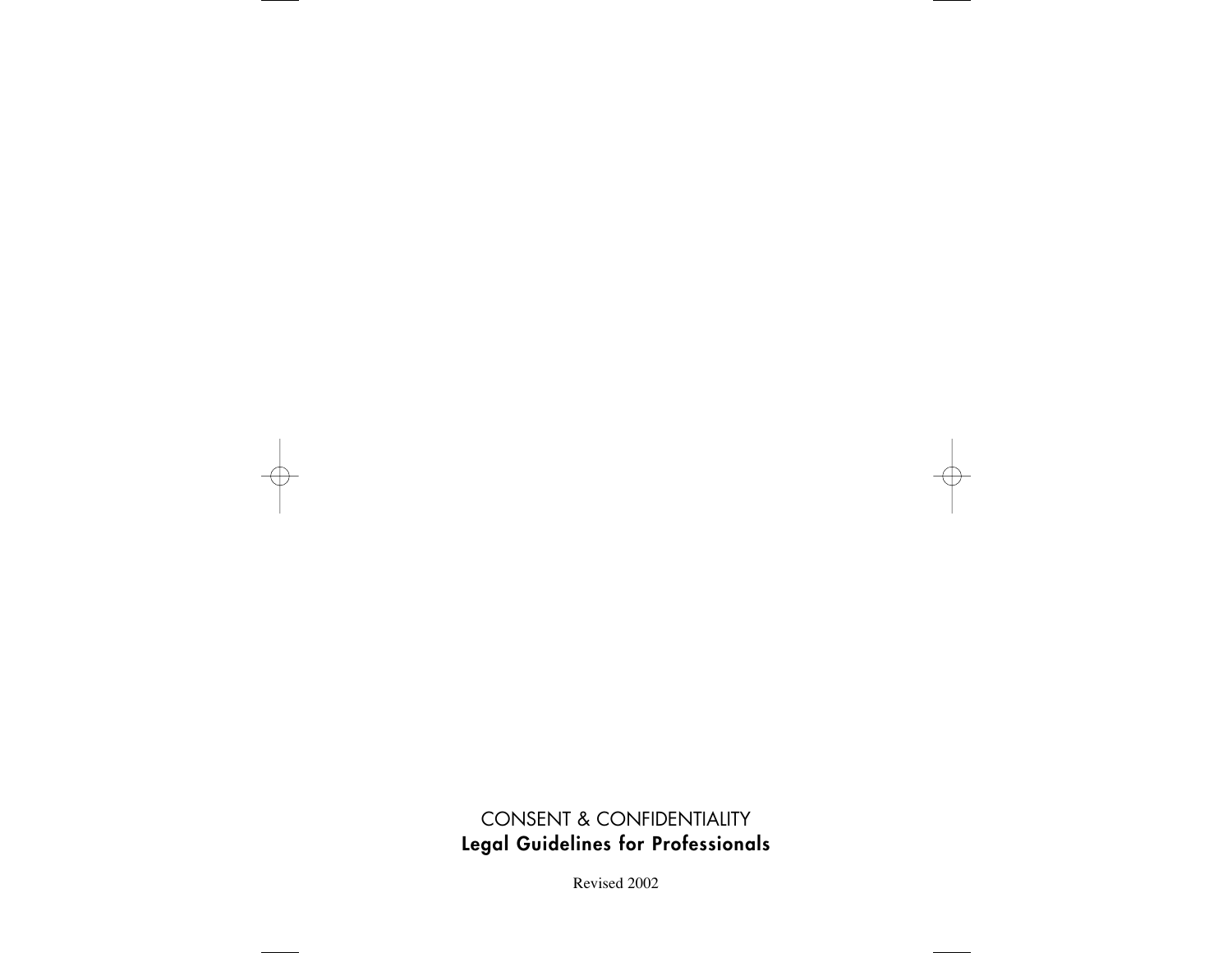CONSENT & CONFIDENTIALITY

**Legal Guidelines for Professionals**

Revised 2002